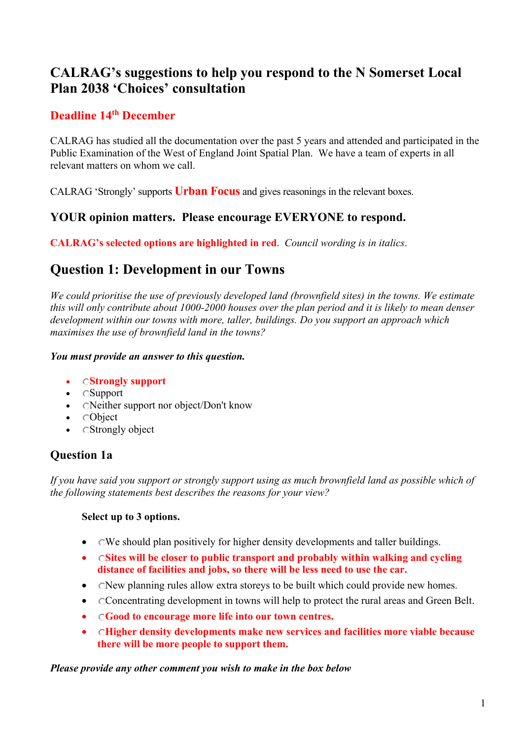## CALRAG's suggestions to help you respond to the N Somerset Local Plan 2038 'Choices' consultation

### Deadline 14th December

CALRAG has studied all the documentation over the past 5 years and attended and participated in the Public Examination of the West of England Joint Spatial Plan. We have a team of experts in all relevant matters on whom we call.

CALRAG 'Strongly' supports **Urban Focus** and gives reasonings in the relevant boxes.

### YOUR opinion matters. Please encourage EVERYONE to respond.

**CALRAG's selected options are highlighted in red**. *Council wording is in italics*.

## Question 1: Development in our Towns

*We could prioritise the use of previously developed land (brownfield sites) in the towns. We estimate this will only contribute about 1000-2000 houses over the plan period and it is likely to mean denser development within our towns with more, taller, buildings. Do you support an approach which maximises the use of brownfield land in the towns?*

***You must provide an answer to this question.***

- ○**Strongly support**
- ○Support
- ○Neither support nor object/Don't know
- ○Object
- ○Strongly object

### Question 1a

*If you have said you support or strongly support using as much brownfield land as possible which of the following statements best describes the reasons for your view?*

**Select up to 3 options.**

- ○We should plan positively for higher density developments and taller buildings.
- ○**Sites will be closer to public transport and probably within walking and cycling distance of facilities and jobs, so there will be less need to use the car.**
- ○New planning rules allow extra storeys to be built which could provide new homes.
- ○Concentrating development in towns will help to protect the rural areas and Green Belt.
- ○**Good to encourage more life into our town centres.**
- ○**Higher density developments make new services and facilities more viable because there will be more people to support them.**

***Please provide any other comment you wish to make in the box below***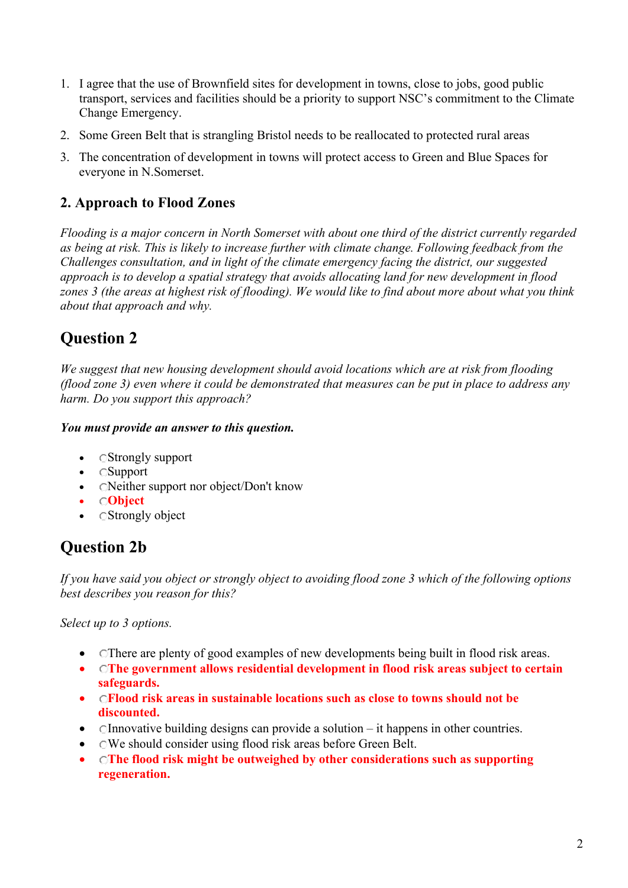1. I agree that the use of Brownfield sites for development in towns, close to jobs, good public transport, services and facilities should be a priority to support NSC's commitment to the Climate Change Emergency.
2. Some Green Belt that is strangling Bristol needs to be reallocated to protected rural areas
3. The concentration of development in towns will protect access to Green and Blue Spaces for everyone in N.Somerset.

### 2. Approach to Flood Zones

*Flooding is a major concern in North Somerset with about one third of the district currently regarded as being at risk. This is likely to increase further with climate change. Following feedback from the Challenges consultation, and in light of the climate emergency facing the district, our suggested approach is to develop a spatial strategy that avoids allocating land for new development in flood zones 3 (the areas at highest risk of flooding). We would like to find about more about what you think about that approach and why.*

## Question 2

*We suggest that new housing development should avoid locations which are at risk from flooding (flood zone 3) even where it could be demonstrated that measures can be put in place to address any harm. Do you support this approach?*

***You must provide an answer to this question.***

- Strongly support
- Support
- Neither support nor object/Don't know
- **Object**
- Strongly object

## Question 2b

*If you have said you object or strongly object to avoiding flood zone 3 which of the following options best describes you reason for this?*

*Select up to 3 options.*

- There are plenty of good examples of new developments being built in flood risk areas.
- **The government allows residential development in flood risk areas subject to certain safeguards.**
- **Flood risk areas in sustainable locations such as close to towns should not be discounted.**
- Innovative building designs can provide a solution – it happens in other countries.
- We should consider using flood risk areas before Green Belt.
- **The flood risk might be outweighed by other considerations such as supporting regeneration.**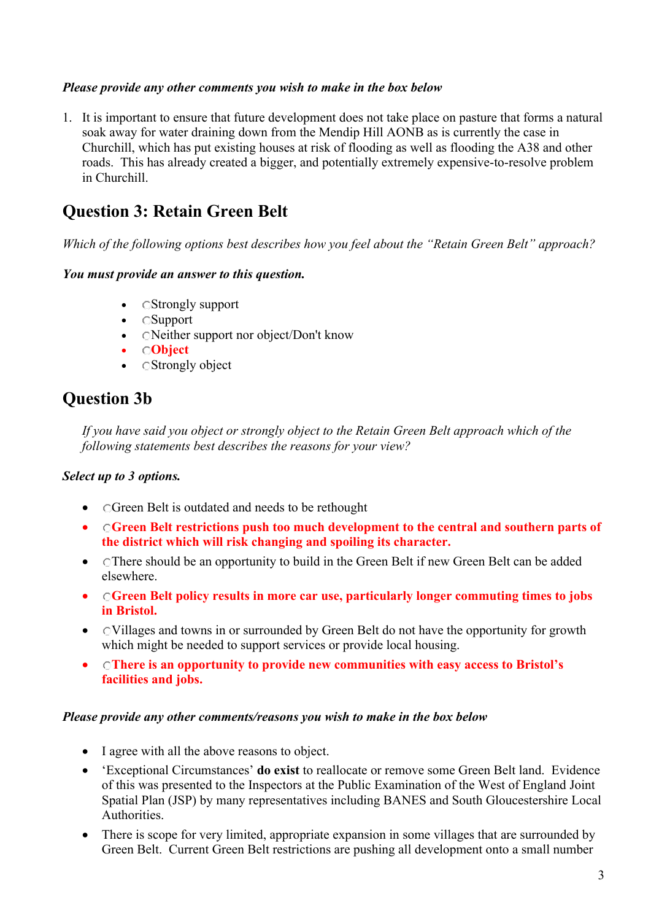***Please provide any other comments you wish to make in the box below***

1. It is important to ensure that future development does not take place on pasture that forms a natural soak away for water draining down from the Mendip Hill AONB as is currently the case in Churchill, which has put existing houses at risk of flooding as well as flooding the A38 and other roads. This has already created a bigger, and potentially extremely expensive-to-resolve problem in Churchill.

## Question 3: Retain Green Belt

*Which of the following options best describes how you feel about the "Retain Green Belt" approach?*

***You must provide an answer to this question.***

- Strongly support
- Support
- Neither support nor object/Don't know
- **Object**
- Strongly object

## Question 3b

*If you have said you object or strongly object to the Retain Green Belt approach which of the following statements best describes the reasons for your view?*

***Select up to 3 options.***

- Green Belt is outdated and needs to be rethought
- **Green Belt restrictions push too much development to the central and southern parts of the district which will risk changing and spoiling its character.**
- There should be an opportunity to build in the Green Belt if new Green Belt can be added elsewhere.
- **Green Belt policy results in more car use, particularly longer commuting times to jobs in Bristol.**
- Villages and towns in or surrounded by Green Belt do not have the opportunity for growth which might be needed to support services or provide local housing.
- **There is an opportunity to provide new communities with easy access to Bristol's facilities and jobs.**

***Please provide any other comments/reasons you wish to make in the box below***

- I agree with all the above reasons to object.
- 'Exceptional Circumstances' **do exist** to reallocate or remove some Green Belt land. Evidence of this was presented to the Inspectors at the Public Examination of the West of England Joint Spatial Plan (JSP) by many representatives including BANES and South Gloucestershire Local Authorities.
- There is scope for very limited, appropriate expansion in some villages that are surrounded by Green Belt. Current Green Belt restrictions are pushing all development onto a small number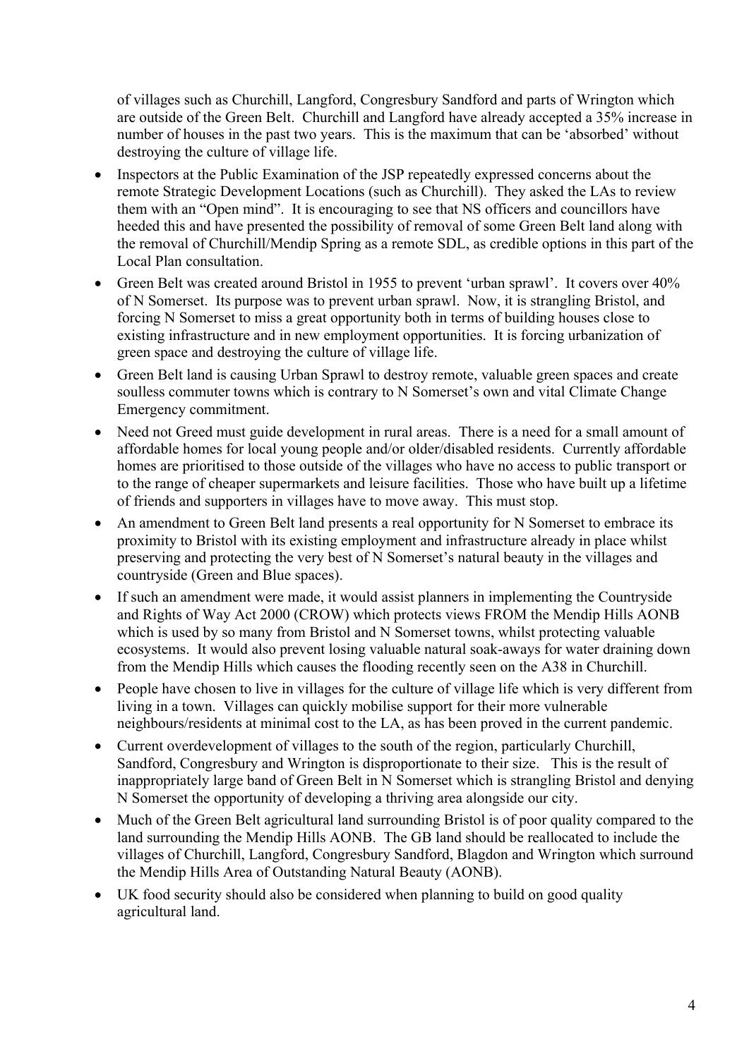of villages such as Churchill, Langford, Congresbury Sandford and parts of Wrington which are outside of the Green Belt. Churchill and Langford have already accepted a 35% increase in number of houses in the past two years. This is the maximum that can be 'absorbed' without destroying the culture of village life.

- Inspectors at the Public Examination of the JSP repeatedly expressed concerns about the remote Strategic Development Locations (such as Churchill). They asked the LAs to review them with an "Open mind". It is encouraging to see that NS officers and councillors have heeded this and have presented the possibility of removal of some Green Belt land along with the removal of Churchill/Mendip Spring as a remote SDL, as credible options in this part of the Local Plan consultation.
- Green Belt was created around Bristol in 1955 to prevent 'urban sprawl'. It covers over 40% of N Somerset. Its purpose was to prevent urban sprawl. Now, it is strangling Bristol, and forcing N Somerset to miss a great opportunity both in terms of building houses close to existing infrastructure and in new employment opportunities. It is forcing urbanization of green space and destroying the culture of village life.
- Green Belt land is causing Urban Sprawl to destroy remote, valuable green spaces and create soulless commuter towns which is contrary to N Somerset's own and vital Climate Change Emergency commitment.
- Need not Greed must guide development in rural areas. There is a need for a small amount of affordable homes for local young people and/or older/disabled residents. Currently affordable homes are prioritised to those outside of the villages who have no access to public transport or to the range of cheaper supermarkets and leisure facilities. Those who have built up a lifetime of friends and supporters in villages have to move away. This must stop.
- An amendment to Green Belt land presents a real opportunity for N Somerset to embrace its proximity to Bristol with its existing employment and infrastructure already in place whilst preserving and protecting the very best of N Somerset's natural beauty in the villages and countryside (Green and Blue spaces).
- If such an amendment were made, it would assist planners in implementing the Countryside and Rights of Way Act 2000 (CROW) which protects views FROM the Mendip Hills AONB which is used by so many from Bristol and N Somerset towns, whilst protecting valuable ecosystems. It would also prevent losing valuable natural soak-aways for water draining down from the Mendip Hills which causes the flooding recently seen on the A38 in Churchill.
- People have chosen to live in villages for the culture of village life which is very different from living in a town. Villages can quickly mobilise support for their more vulnerable neighbours/residents at minimal cost to the LA, as has been proved in the current pandemic.
- Current overdevelopment of villages to the south of the region, particularly Churchill, Sandford, Congresbury and Wrington is disproportionate to their size. This is the result of inappropriately large band of Green Belt in N Somerset which is strangling Bristol and denying N Somerset the opportunity of developing a thriving area alongside our city.
- Much of the Green Belt agricultural land surrounding Bristol is of poor quality compared to the land surrounding the Mendip Hills AONB. The GB land should be reallocated to include the villages of Churchill, Langford, Congresbury Sandford, Blagdon and Wrington which surround the Mendip Hills Area of Outstanding Natural Beauty (AONB).
- UK food security should also be considered when planning to build on good quality agricultural land.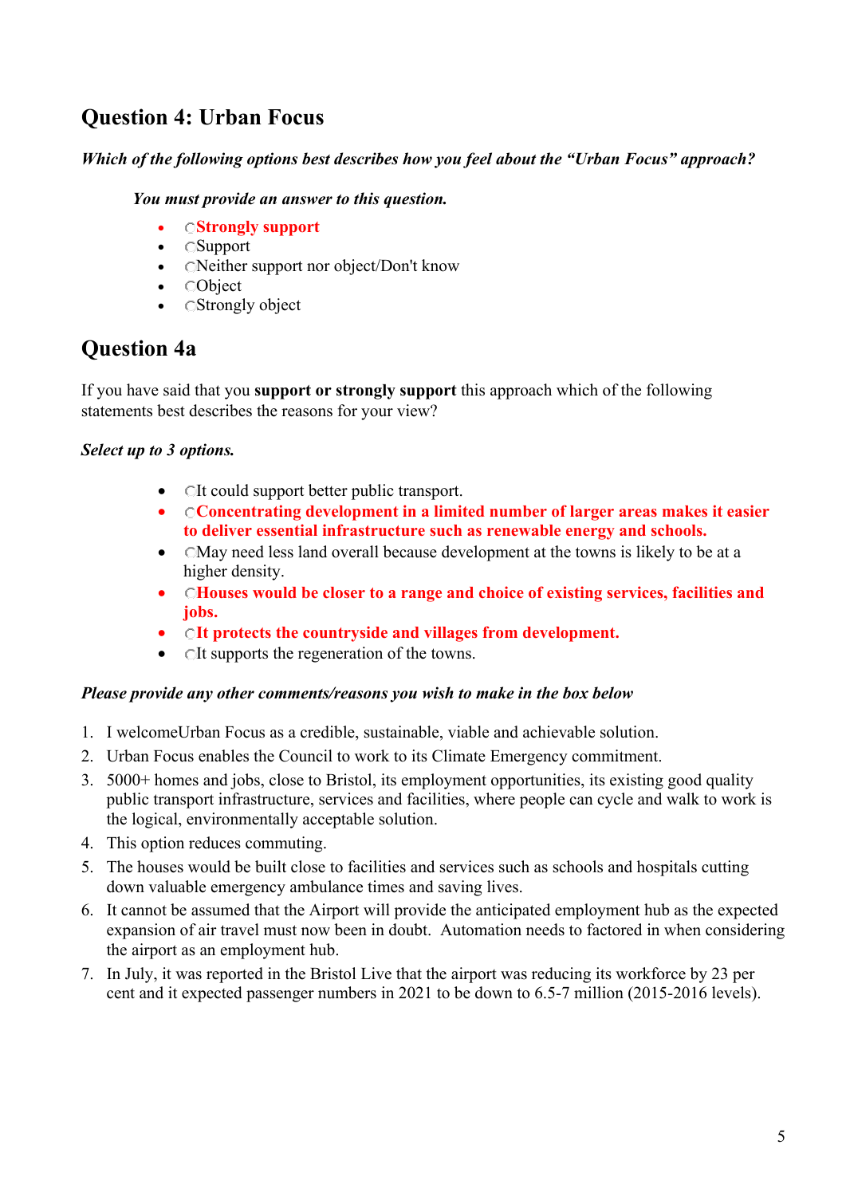## Question 4: Urban Focus

***Which of the following options best describes how you feel about the "Urban Focus" approach?***

***You must provide an answer to this question.***

- **Strongly support**
- Support
- Neither support nor object/Don't know
- Object
- Strongly object

## Question 4a

If you have said that you **support or strongly support** this approach which of the following statements best describes the reasons for your view?

***Select up to 3 options.***

- It could support better public transport.
- **Concentrating development in a limited number of larger areas makes it easier to deliver essential infrastructure such as renewable energy and schools.**
- May need less land overall because development at the towns is likely to be at a higher density.
- **Houses would be closer to a range and choice of existing services, facilities and jobs.**
- **It protects the countryside and villages from development.**
- It supports the regeneration of the towns.

***Please provide any other comments/reasons you wish to make in the box below***

1. I welcomeUrban Focus as a credible, sustainable, viable and achievable solution.
2. Urban Focus enables the Council to work to its Climate Emergency commitment.
3. 5000+ homes and jobs, close to Bristol, its employment opportunities, its existing good quality public transport infrastructure, services and facilities, where people can cycle and walk to work is the logical, environmentally acceptable solution.
4. This option reduces commuting.
5. The houses would be built close to facilities and services such as schools and hospitals cutting down valuable emergency ambulance times and saving lives.
6. It cannot be assumed that the Airport will provide the anticipated employment hub as the expected expansion of air travel must now been in doubt. Automation needs to factored in when considering the airport as an employment hub.
7. In July, it was reported in the Bristol Live that the airport was reducing its workforce by 23 per cent and it expected passenger numbers in 2021 to be down to 6.5-7 million (2015-2016 levels).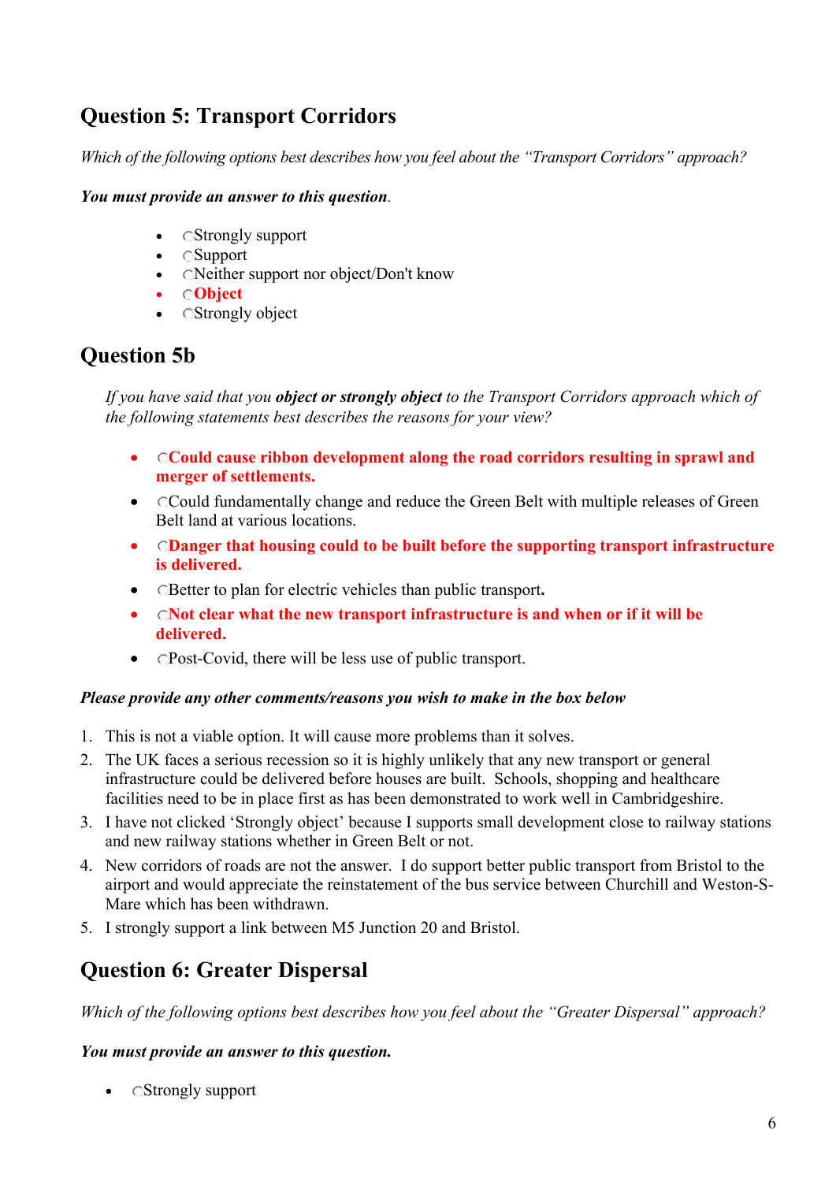## Question 5: Transport Corridors

*Which of the following options best describes how you feel about the "Transport Corridors" approach?*

***You must provide an answer to this question.***

- ◌Strongly support
- ◌Support
- ◌Neither support nor object/Don't know
- ◌**Object**
- ◌Strongly object

## Question 5b

*If you have said that you **object or strongly object** to the Transport Corridors approach which of the following statements best describes the reasons for your view?*

- ◌**Could cause ribbon development along the road corridors resulting in sprawl and merger of settlements.**
- ◌Could fundamentally change and reduce the Green Belt with multiple releases of Green Belt land at various locations.
- ◌**Danger that housing could to be built before the supporting transport infrastructure is delivered.**
- ◌Better to plan for electric vehicles than public transport**.**
- ◌**Not clear what the new transport infrastructure is and when or if it will be delivered.**
- ◌Post-Covid, there will be less use of public transport.

***Please provide any other comments/reasons you wish to make in the box below***

1. This is not a viable option. It will cause more problems than it solves.
2. The UK faces a serious recession so it is highly unlikely that any new transport or general infrastructure could be delivered before houses are built. Schools, shopping and healthcare facilities need to be in place first as has been demonstrated to work well in Cambridgeshire.
3. I have not clicked 'Strongly object' because I supports small development close to railway stations and new railway stations whether in Green Belt or not.
4. New corridors of roads are not the answer. I do support better public transport from Bristol to the airport and would appreciate the reinstatement of the bus service between Churchill and Weston-S-Mare which has been withdrawn.
5. I strongly support a link between M5 Junction 20 and Bristol.

## Question 6: Greater Dispersal

*Which of the following options best describes how you feel about the "Greater Dispersal" approach?*

***You must provide an answer to this question.***

- ◌Strongly support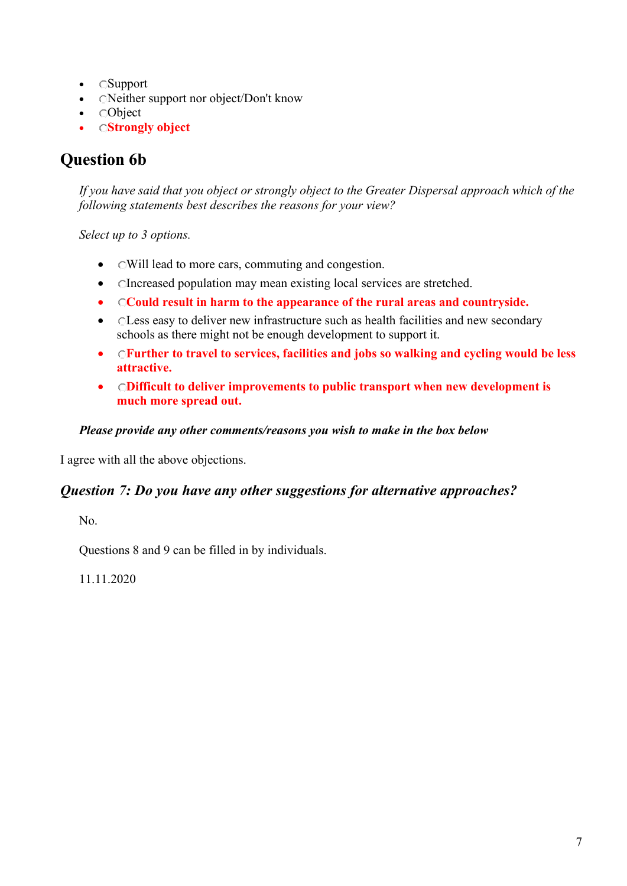- ○Support
- ○Neither support nor object/Don't know
- ○Object
- ○**Strongly object**

## Question 6b

*If you have said that you object or strongly object to the Greater Dispersal approach which of the following statements best describes the reasons for your view?*

*Select up to 3 options.*

- ○Will lead to more cars, commuting and congestion.
- ○Increased population may mean existing local services are stretched.
- ○**Could result in harm to the appearance of the rural areas and countryside.**
- ○Less easy to deliver new infrastructure such as health facilities and new secondary schools as there might not be enough development to support it.
- ○**Further to travel to services, facilities and jobs so walking and cycling would be less attractive.**
- ○**Difficult to deliver improvements to public transport when new development is much more spread out.**

***Please provide any other comments/reasons you wish to make in the box below***

I agree with all the above objections.

### *Question 7: Do you have any other suggestions for alternative approaches?*

No.

Questions 8 and 9 can be filled in by individuals.

11.11.2020